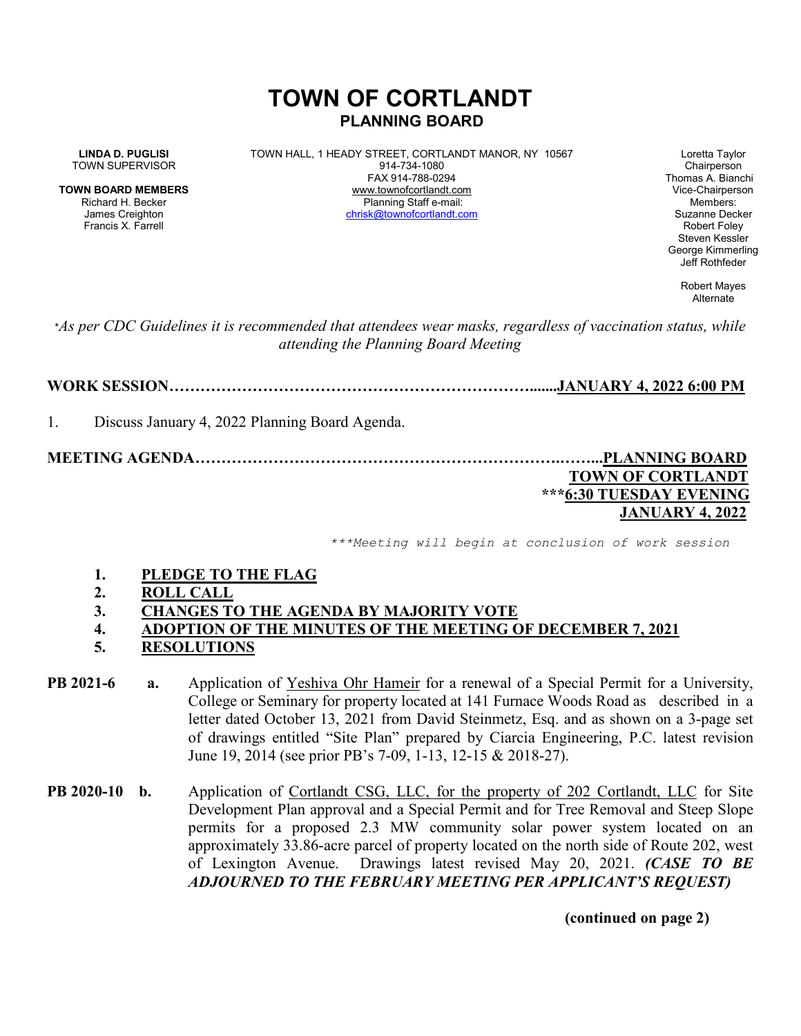# TOWN OF CORTLANDT
## PLANNING BOARD

**LINDA D. PUGLISI**
TOWN SUPERVISOR

**TOWN BOARD MEMBERS**
Richard H. Becker
James Creighton
Francis X. Farrell

TOWN HALL, 1 HEADY STREET, CORTLANDT MANOR, NY 10567
914-734-1080
FAX 914-788-0294
www.townofcortlandt.com
Planning Staff e-mail:
chrisk@townofcortlandt.com

Loretta Taylor
Chairperson
Thomas A. Bianchi
Vice-Chairperson
Members:
Suzanne Decker
Robert Foley
Steven Kessler
George Kimmerling
Jeff Rothfeder

Robert Mayes
Alternate

*\*As per CDC Guidelines it is recommended that attendees wear masks, regardless of vaccination status, while attending the Planning Board Meeting*

**WORK SESSION……………………………………………………………........JANUARY 4, 2022 6:00 PM**

1. Discuss January 4, 2022 Planning Board Agenda.

**MEETING AGENDA……………………………………………………….……...PLANNING BOARD**
**TOWN OF CORTLANDT**
**\*\*\*6:30 TUESDAY EVENING**
**JANUARY 4, 2022**

*\*\*\*Meeting will begin at conclusion of work session*

1. **PLEDGE TO THE FLAG**
2. **ROLL CALL**
3. **CHANGES TO THE AGENDA BY MAJORITY VOTE**
4. **ADOPTION OF THE MINUTES OF THE MEETING OF DECEMBER 7, 2021**
5. **RESOLUTIONS**

**PB 2021-6** **a.** Application of Yeshiva Ohr Hameir for a renewal of a Special Permit for a University, College or Seminary for property located at 141 Furnace Woods Road as described in a letter dated October 13, 2021 from David Steinmetz, Esq. and as shown on a 3-page set of drawings entitled "Site Plan" prepared by Ciarcia Engineering, P.C. latest revision June 19, 2014 (see prior PB's 7-09, 1-13, 12-15 & 2018-27).

**PB 2020-10** **b.** Application of Cortlandt CSG, LLC, for the property of 202 Cortlandt, LLC for Site Development Plan approval and a Special Permit and for Tree Removal and Steep Slope permits for a proposed 2.3 MW community solar power system located on an approximately 33.86-acre parcel of property located on the north side of Route 202, west of Lexington Avenue. Drawings latest revised May 20, 2021. ***(CASE TO BE ADJOURNED TO THE FEBRUARY MEETING PER APPLICANT'S REQUEST)***

**(continued on page 2)**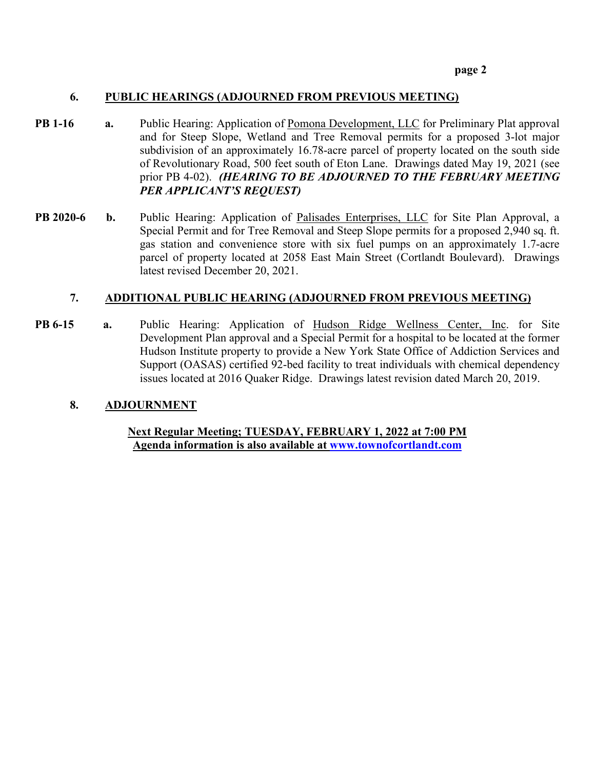## 6. PUBLIC HEARINGS (ADJOURNED FROM PREVIOUS MEETING)

**PB 1-16** **a.** Public Hearing: Application of Pomona Development, LLC for Preliminary Plat approval and for Steep Slope, Wetland and Tree Removal permits for a proposed 3-lot major subdivision of an approximately 16.78-acre parcel of property located on the south side of Revolutionary Road, 500 feet south of Eton Lane. Drawings dated May 19, 2021 (see prior PB 4-02). ***(HEARING TO BE ADJOURNED TO THE FEBRUARY MEETING PER APPLICANT'S REQUEST)***

**PB 2020-6** **b.** Public Hearing: Application of Palisades Enterprises, LLC for Site Plan Approval, a Special Permit and for Tree Removal and Steep Slope permits for a proposed 2,940 sq. ft. gas station and convenience store with six fuel pumps on an approximately 1.7-acre parcel of property located at 2058 East Main Street (Cortlandt Boulevard). Drawings latest revised December 20, 2021.

## 7. ADDITIONAL PUBLIC HEARING (ADJOURNED FROM PREVIOUS MEETING)

**PB 6-15** **a.** Public Hearing: Application of Hudson Ridge Wellness Center, Inc. for Site Development Plan approval and a Special Permit for a hospital to be located at the former Hudson Institute property to provide a New York State Office of Addiction Services and Support (OASAS) certified 92-bed facility to treat individuals with chemical dependency issues located at 2016 Quaker Ridge. Drawings latest revision dated March 20, 2019.

## 8. ADJOURNMENT

**Next Regular Meeting; TUESDAY, FEBRUARY 1, 2022 at 7:00 PM**
**Agenda information is also available at www.townofcortlandt.com**